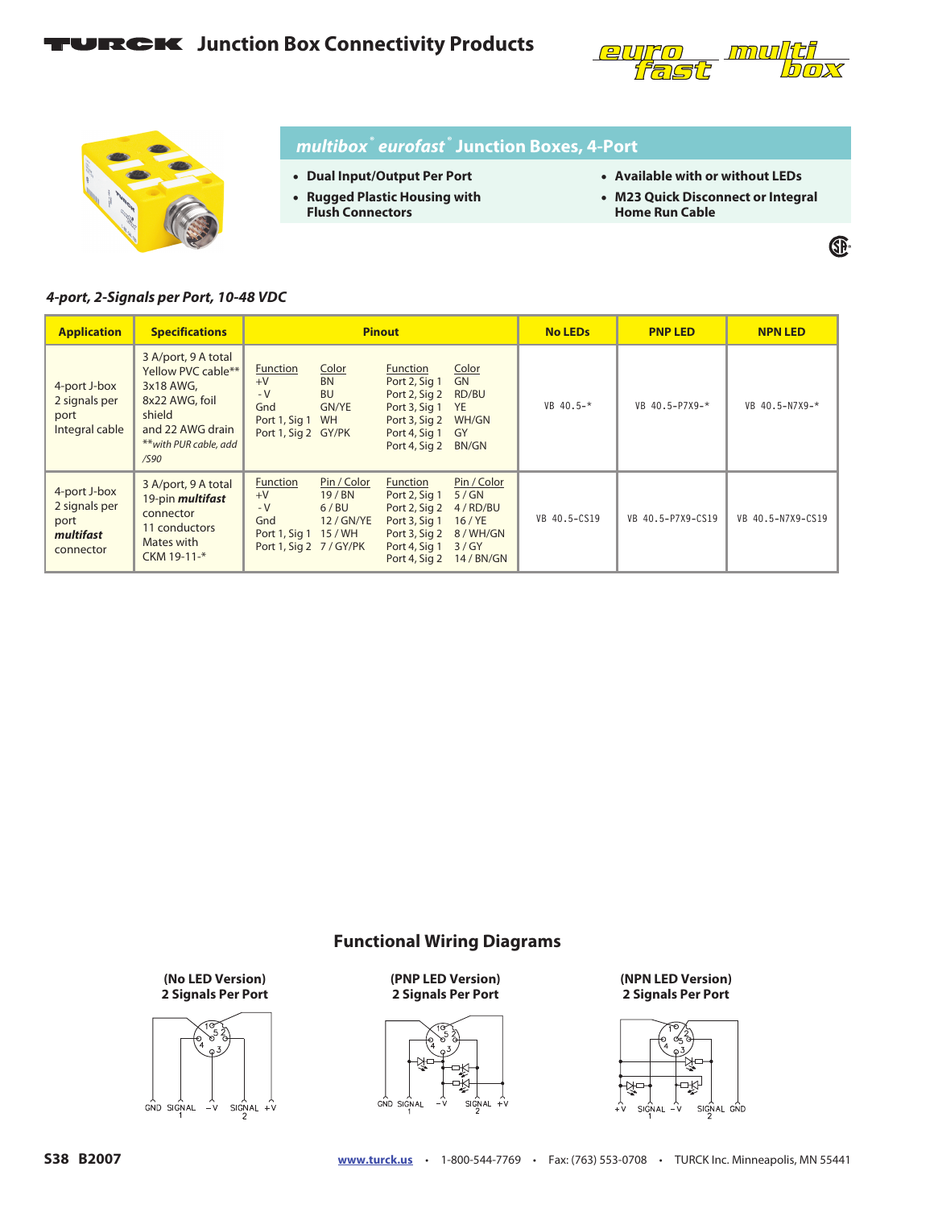# TURCK Junction Box Connectivity Products

## multibox® eurofast® Junction Boxes, 4-Port

- **Dual Input/Output Per Port**
- **Rugged Plastic Housing with Flush Connectors**
- **Available with or without LEDs**
- **M23 Quick Disconnect or Integral Home Run Cable**

### *4-port, 2-Signals per Port, 10-48 VDC*

| Application | Specifications | Pinout | No LEDs | PNP LED | NPN LED |
|---|---|---|---|---|---|
| 4-port J-box 2 signals per port Integral cable | 3 A/port, 9 A total Yellow PVC cable** 3x18 AWG, 8x22 AWG, foil shield and 22 AWG drain *\*\*with PUR cable, add /S90* | Function / Color: +V BN; -V BU; Gnd GN/YE; Port 1, Sig 1 WH; Port 1, Sig 2 GY/PK; Port 2, Sig 1 GN; Port 2, Sig 2 RD/BU; Port 3, Sig 1 YE; Port 3, Sig 2 WH/GN; Port 4, Sig 1 GY; Port 4, Sig 2 BN/GN | VB 40.5-* | VB 40.5-P7X9-* | VB 40.5-N7X9-* |
| 4-port J-box 2 signals per port ***multifast*** connector | 3 A/port, 9 A total 19-pin ***multifast*** connector 11 conductors Mates with CKM 19-11-* | Function / Pin / Color: +V 19 / BN; -V 6 / BU; Gnd 12 / GN/YE; Port 1, Sig 1 15 / WH; Port 1, Sig 2 7 / GY/PK; Port 2, Sig 1 5 / GN; Port 2, Sig 2 4 / RD/BU; Port 3, Sig 1 16 / YE; Port 3, Sig 2 8 / WH/GN; Port 4, Sig 1 3 / GY; Port 4, Sig 2 14 / BN/GN | VB 40.5-CS19 | VB 40.5-P7X9-CS19 | VB 40.5-N7X9-CS19 |

## Functional Wiring Diagrams

**(No LED Version) 2 Signals Per Port**

GND SIGNAL 1 −V SIGNAL 2 +V

**(PNP LED Version) 2 Signals Per Port**

GND SIGNAL 1 −V SIGNAL 2 +V

**(NPN LED Version) 2 Signals Per Port**

+V SIGNAL 1 −V SIGNAL 2 GND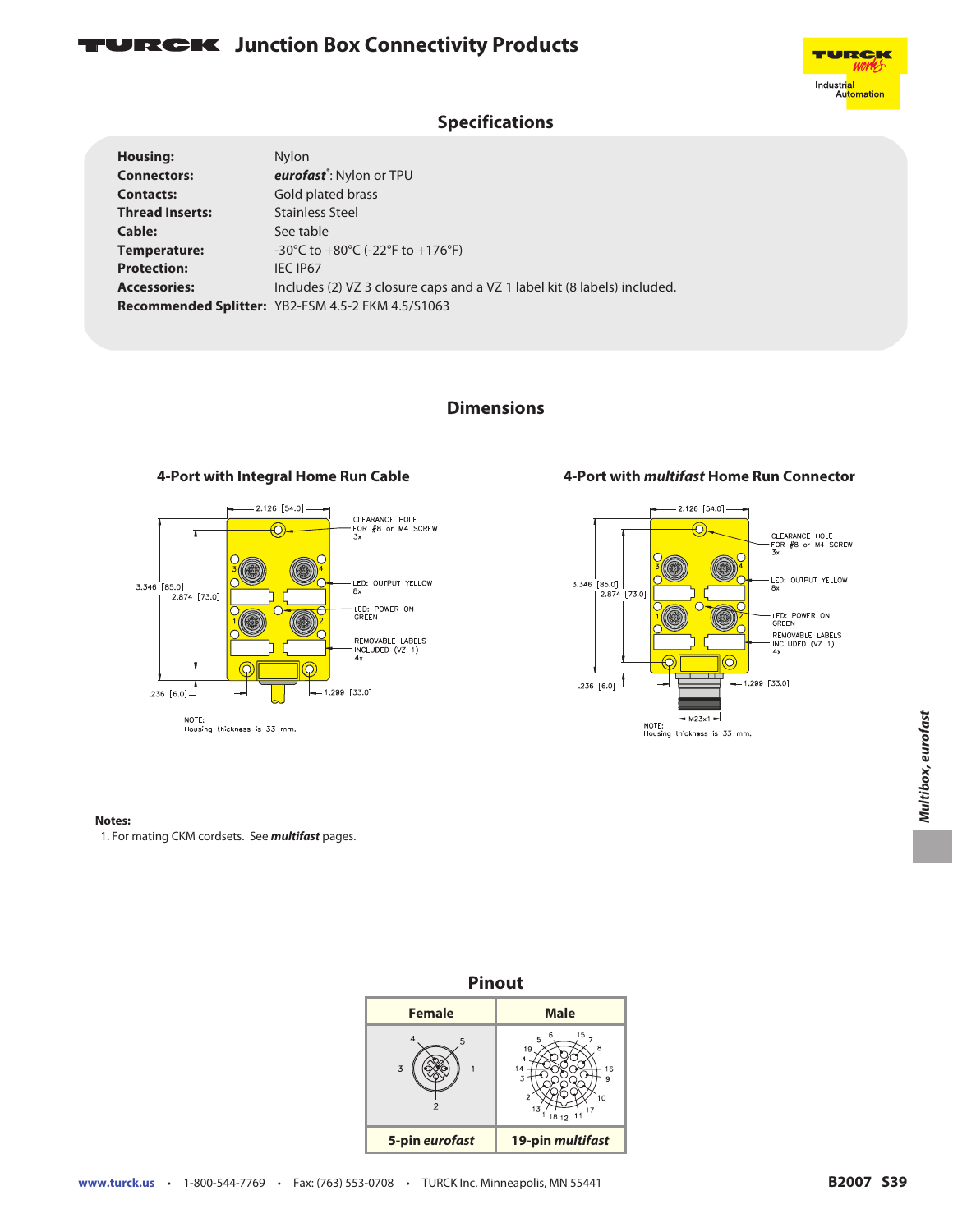## Specifications

| | |
|---|---|
| **Housing:** | Nylon |
| **Connectors:** | ***eurofast***®: Nylon or TPU |
| **Contacts:** | Gold plated brass |
| **Thread Inserts:** | Stainless Steel |
| **Cable:** | See table |
| **Temperature:** | -30°C to +80°C (-22°F to +176°F) |
| **Protection:** | IEC IP67 |
| **Accessories:** | Includes (2) VZ 3 closure caps and a VZ 1 label kit (8 labels) included. |
| **Recommended Splitter:** | YB2-FSM 4.5-2 FKM 4.5/S1063 |

## Dimensions

### 4-Port with Integral Home Run Cable

2.126 [54.0]
CLEARANCE HOLE FOR #8 or M4 SCREW 3x
3.346 [85.0]
2.874 [73.0]
LED: OUTPUT YELLOW 8x
LED: POWER ON GREEN
REMOVABLE LABELS INCLUDED (VZ 1) 4x
.236 [6.0]
1.299 [33.0]
NOTE: Housing thickness is 33 mm.

### 4-Port with *multifast* Home Run Connector

2.126 [54.0]
CLEARANCE HOLE FOR #8 or M4 SCREW 3x
3.346 [85.0]
2.874 [73.0]
LED: OUTPUT YELLOW 8x
LED: POWER ON GREEN
REMOVABLE LABELS INCLUDED (VZ 1) 4x
.236 [6.0]
1.299 [33.0]
M23x1
NOTE: Housing thickness is 33 mm.

**Notes:**

1. For mating CKM cordsets. See ***multifast*** pages.

## Pinout

| Female | Male |
|---|---|
| 5-pin ***eurofast*** | 19-pin ***multifast*** |